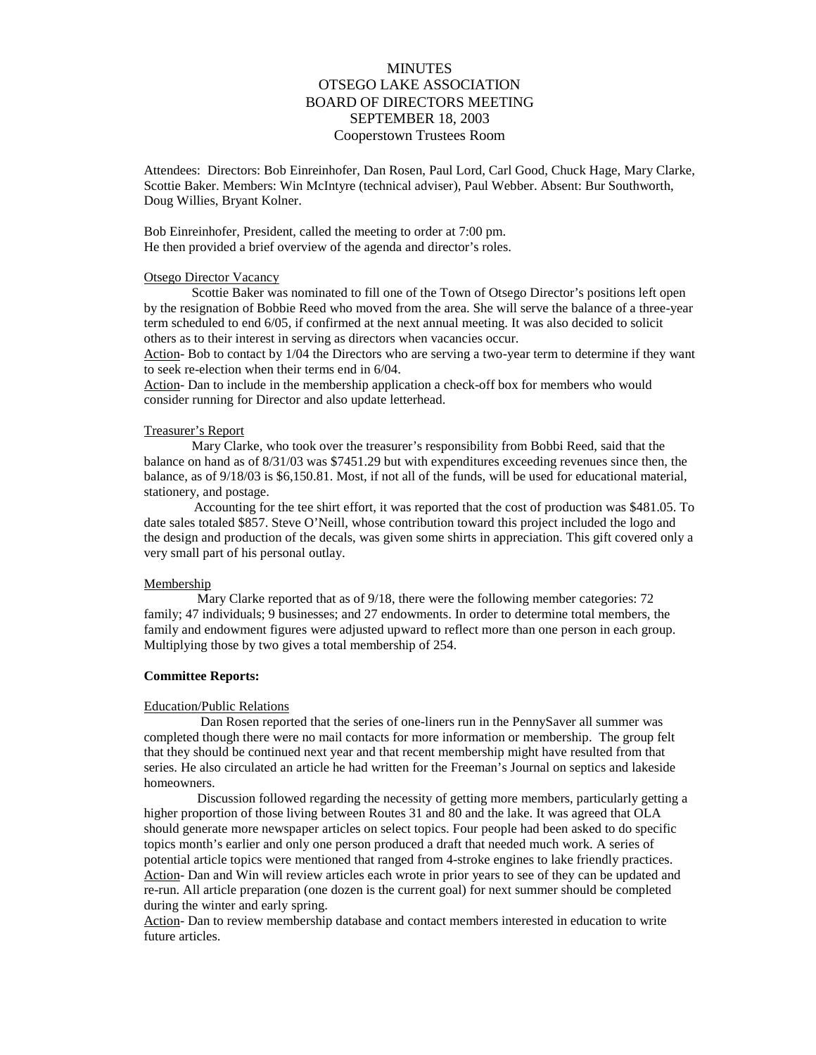# MINUTES
# OTSEGO LAKE ASSOCIATION
# BOARD OF DIRECTORS MEETING
# SEPTEMBER 18, 2003
## Cooperstown Trustees Room

Attendees: Directors: Bob Einreinhofer, Dan Rosen, Paul Lord, Carl Good, Chuck Hage, Mary Clarke, Scottie Baker. Members: Win McIntyre (technical adviser), Paul Webber. Absent: Bur Southworth, Doug Willies, Bryant Kolner.

Bob Einreinhofer, President, called the meeting to order at 7:00 pm.
He then provided a brief overview of the agenda and director's roles.

Otsego Director Vacancy

Scottie Baker was nominated to fill one of the Town of Otsego Director's positions left open by the resignation of Bobbie Reed who moved from the area. She will serve the balance of a three-year term scheduled to end 6/05, if confirmed at the next annual meeting. It was also decided to solicit others as to their interest in serving as directors when vacancies occur.

Action- Bob to contact by 1/04 the Directors who are serving a two-year term to determine if they want to seek re-election when their terms end in 6/04.

Action- Dan to include in the membership application a check-off box for members who would consider running for Director and also update letterhead.

Treasurer's Report

Mary Clarke, who took over the treasurer's responsibility from Bobbi Reed, said that the balance on hand as of 8/31/03 was $7451.29 but with expenditures exceeding revenues since then, the balance, as of 9/18/03 is $6,150.81. Most, if not all of the funds, will be used for educational material, stationery, and postage.

Accounting for the tee shirt effort, it was reported that the cost of production was $481.05. To date sales totaled $857. Steve O'Neill, whose contribution toward this project included the logo and the design and production of the decals, was given some shirts in appreciation. This gift covered only a very small part of his personal outlay.

Membership

Mary Clarke reported that as of 9/18, there were the following member categories: 72 family; 47 individuals; 9 businesses; and 27 endowments. In order to determine total members, the family and endowment figures were adjusted upward to reflect more than one person in each group. Multiplying those by two gives a total membership of 254.

**Committee Reports:**

Education/Public Relations

Dan Rosen reported that the series of one-liners run in the PennySaver all summer was completed though there were no mail contacts for more information or membership. The group felt that they should be continued next year and that recent membership might have resulted from that series. He also circulated an article he had written for the Freeman's Journal on septics and lakeside homeowners.

Discussion followed regarding the necessity of getting more members, particularly getting a higher proportion of those living between Routes 31 and 80 and the lake. It was agreed that OLA should generate more newspaper articles on select topics. Four people had been asked to do specific topics month's earlier and only one person produced a draft that needed much work. A series of potential article topics were mentioned that ranged from 4-stroke engines to lake friendly practices.

Action- Dan and Win will review articles each wrote in prior years to see of they can be updated and re-run. All article preparation (one dozen is the current goal) for next summer should be completed during the winter and early spring.

Action- Dan to review membership database and contact members interested in education to write future articles.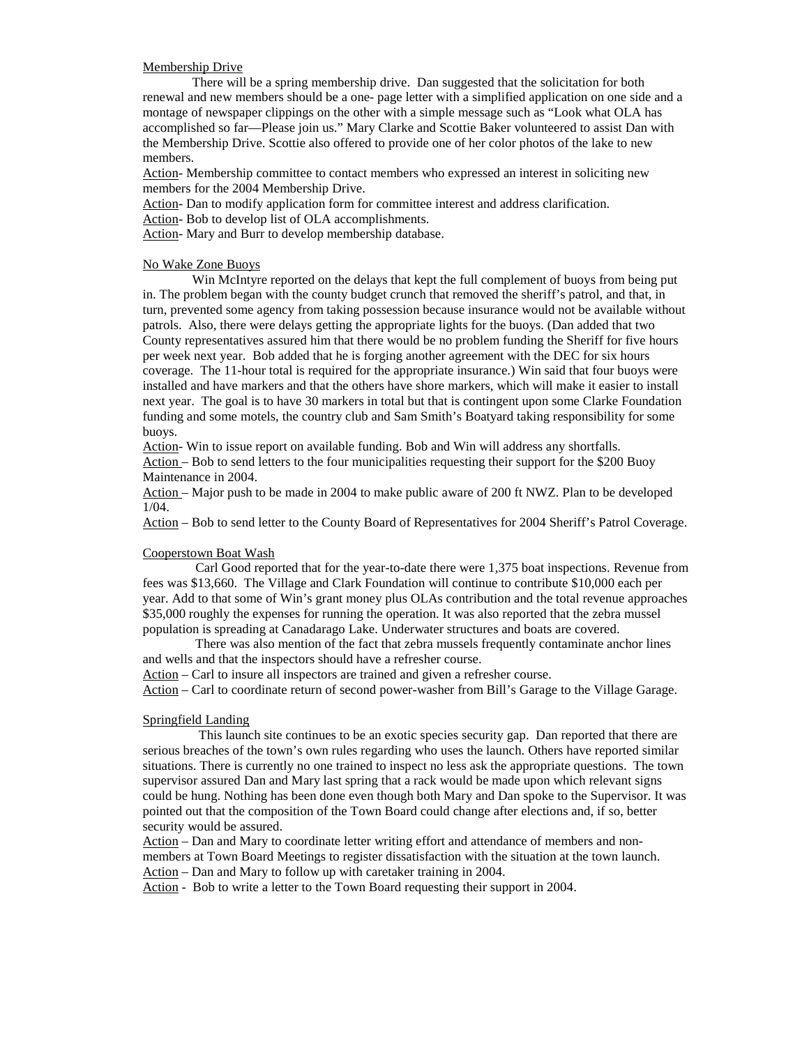Membership Drive

There will be a spring membership drive. Dan suggested that the solicitation for both renewal and new members should be a one- page letter with a simplified application on one side and a montage of newspaper clippings on the other with a simple message such as "Look what OLA has accomplished so far—Please join us." Mary Clarke and Scottie Baker volunteered to assist Dan with the Membership Drive. Scottie also offered to provide one of her color photos of the lake to new members.

Action- Membership committee to contact members who expressed an interest in soliciting new members for the 2004 Membership Drive.

Action- Dan to modify application form for committee interest and address clarification.

Action- Bob to develop list of OLA accomplishments.

Action- Mary and Burr to develop membership database.

No Wake Zone Buoys

Win McIntyre reported on the delays that kept the full complement of buoys from being put in. The problem began with the county budget crunch that removed the sheriff's patrol, and that, in turn, prevented some agency from taking possession because insurance would not be available without patrols. Also, there were delays getting the appropriate lights for the buoys. (Dan added that two County representatives assured him that there would be no problem funding the Sheriff for five hours per week next year. Bob added that he is forging another agreement with the DEC for six hours coverage. The 11-hour total is required for the appropriate insurance.) Win said that four buoys were installed and have markers and that the others have shore markers, which will make it easier to install next year. The goal is to have 30 markers in total but that is contingent upon some Clarke Foundation funding and some motels, the country club and Sam Smith's Boatyard taking responsibility for some buoys.

Action- Win to issue report on available funding. Bob and Win will address any shortfalls.

Action – Bob to send letters to the four municipalities requesting their support for the $200 Buoy Maintenance in 2004.

Action – Major push to be made in 2004 to make public aware of 200 ft NWZ. Plan to be developed 1/04.

Action – Bob to send letter to the County Board of Representatives for 2004 Sheriff's Patrol Coverage.

Cooperstown Boat Wash

Carl Good reported that for the year-to-date there were 1,375 boat inspections. Revenue from fees was $13,660. The Village and Clark Foundation will continue to contribute $10,000 each per year. Add to that some of Win's grant money plus OLAs contribution and the total revenue approaches $35,000 roughly the expenses for running the operation. It was also reported that the zebra mussel population is spreading at Canadarago Lake. Underwater structures and boats are covered.

There was also mention of the fact that zebra mussels frequently contaminate anchor lines and wells and that the inspectors should have a refresher course.

Action – Carl to insure all inspectors are trained and given a refresher course.

Action – Carl to coordinate return of second power-washer from Bill's Garage to the Village Garage.

Springfield Landing

This launch site continues to be an exotic species security gap. Dan reported that there are serious breaches of the town's own rules regarding who uses the launch. Others have reported similar situations. There is currently no one trained to inspect no less ask the appropriate questions. The town supervisor assured Dan and Mary last spring that a rack would be made upon which relevant signs could be hung. Nothing has been done even though both Mary and Dan spoke to the Supervisor. It was pointed out that the composition of the Town Board could change after elections and, if so, better security would be assured.

Action – Dan and Mary to coordinate letter writing effort and attendance of members and non-members at Town Board Meetings to register dissatisfaction with the situation at the town launch.

Action – Dan and Mary to follow up with caretaker training in 2004.

Action - Bob to write a letter to the Town Board requesting their support in 2004.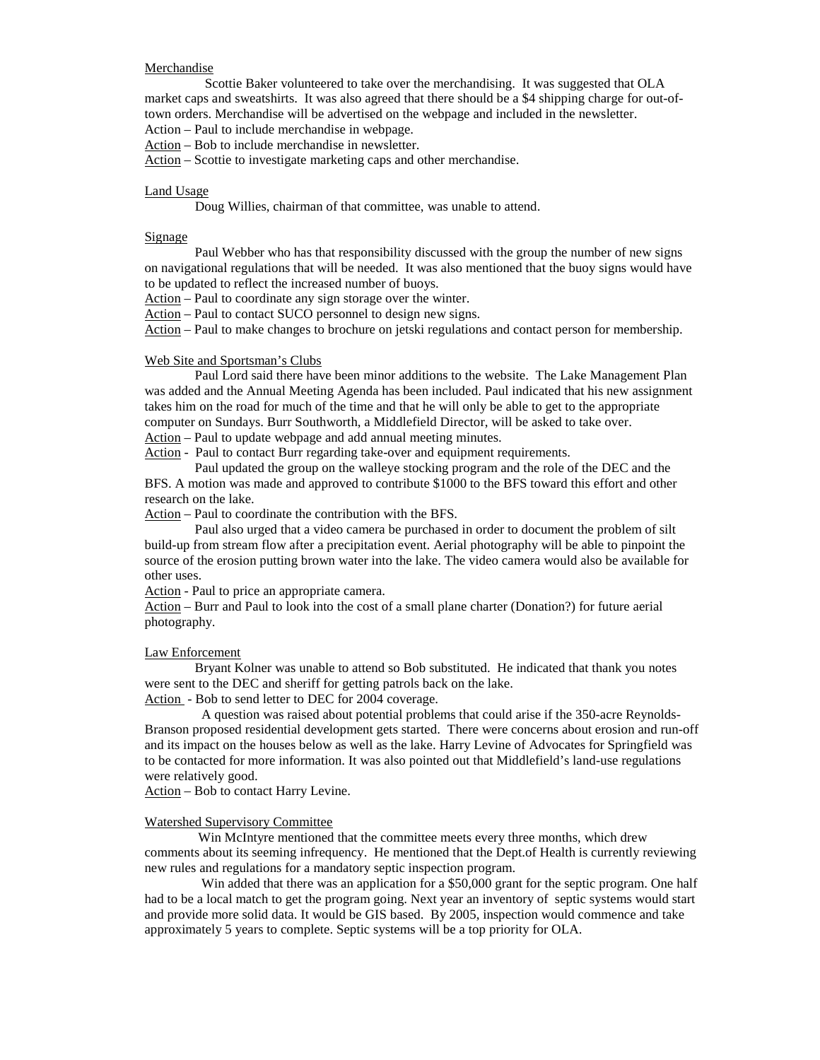<u>Merchandise</u>

Scottie Baker volunteered to take over the merchandising. It was suggested that OLA market caps and sweatshirts. It was also agreed that there should be a $4 shipping charge for out-of-town orders. Merchandise will be advertised on the webpage and included in the newsletter.

Action – Paul to include merchandise in webpage.

<u>Action</u> – Bob to include merchandise in newsletter.

<u>Action</u> – Scottie to investigate marketing caps and other merchandise.

<u>Land Usage</u>

Doug Willies, chairman of that committee, was unable to attend.

<u>Signage</u>

Paul Webber who has that responsibility discussed with the group the number of new signs on navigational regulations that will be needed. It was also mentioned that the buoy signs would have to be updated to reflect the increased number of buoys.

<u>Action</u> – Paul to coordinate any sign storage over the winter.

<u>Action</u> – Paul to contact SUCO personnel to design new signs.

<u>Action</u> – Paul to make changes to brochure on jetski regulations and contact person for membership.

<u>Web Site and Sportsman's Clubs</u>

Paul Lord said there have been minor additions to the website. The Lake Management Plan was added and the Annual Meeting Agenda has been included. Paul indicated that his new assignment takes him on the road for much of the time and that he will only be able to get to the appropriate computer on Sundays. Burr Southworth, a Middlefield Director, will be asked to take over.

<u>Action</u> – Paul to update webpage and add annual meeting minutes.

<u>Action</u> - Paul to contact Burr regarding take-over and equipment requirements.

Paul updated the group on the walleye stocking program and the role of the DEC and the BFS. A motion was made and approved to contribute $1000 to the BFS toward this effort and other research on the lake.

<u>Action</u> – Paul to coordinate the contribution with the BFS.

Paul also urged that a video camera be purchased in order to document the problem of silt build-up from stream flow after a precipitation event. Aerial photography will be able to pinpoint the source of the erosion putting brown water into the lake. The video camera would also be available for other uses.

<u>Action</u> - Paul to price an appropriate camera.

<u>Action</u> – Burr and Paul to look into the cost of a small plane charter (Donation?) for future aerial photography.

<u>Law Enforcement</u>

Bryant Kolner was unable to attend so Bob substituted. He indicated that thank you notes were sent to the DEC and sheriff for getting patrols back on the lake.

<u>Action</u> - Bob to send letter to DEC for 2004 coverage.

A question was raised about potential problems that could arise if the 350-acre Reynolds-Branson proposed residential development gets started. There were concerns about erosion and run-off and its impact on the houses below as well as the lake. Harry Levine of Advocates for Springfield was to be contacted for more information. It was also pointed out that Middlefield's land-use regulations were relatively good.

<u>Action</u> – Bob to contact Harry Levine.

<u>Watershed Supervisory Committee</u>

Win McIntyre mentioned that the committee meets every three months, which drew comments about its seeming infrequency. He mentioned that the Dept.of Health is currently reviewing new rules and regulations for a mandatory septic inspection program.

Win added that there was an application for a $50,000 grant for the septic program. One half had to be a local match to get the program going. Next year an inventory of septic systems would start and provide more solid data. It would be GIS based. By 2005, inspection would commence and take approximately 5 years to complete. Septic systems will be a top priority for OLA.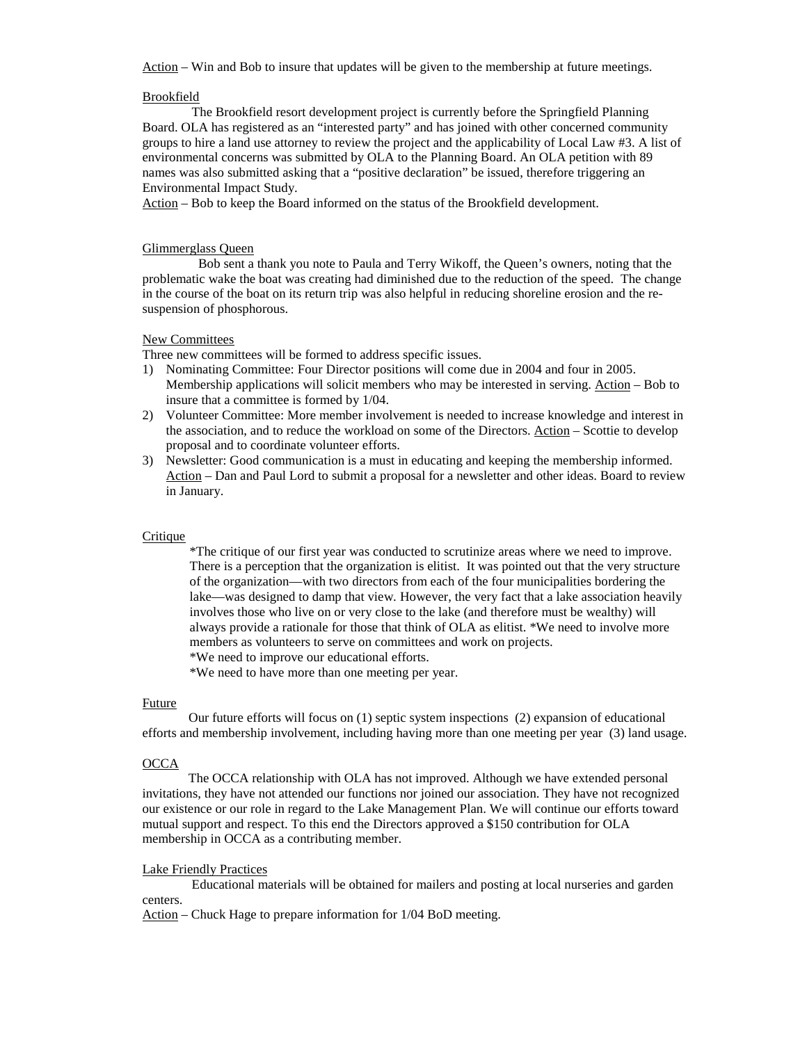<u>Action</u> – Win and Bob to insure that updates will be given to the membership at future meetings.

<u>Brookfield</u>

The Brookfield resort development project is currently before the Springfield Planning Board. OLA has registered as an "interested party" and has joined with other concerned community groups to hire a land use attorney to review the project and the applicability of Local Law #3. A list of environmental concerns was submitted by OLA to the Planning Board. An OLA petition with 89 names was also submitted asking that a "positive declaration" be issued, therefore triggering an Environmental Impact Study.

<u>Action</u> – Bob to keep the Board informed on the status of the Brookfield development.

<u>Glimmerglass Queen</u>

Bob sent a thank you note to Paula and Terry Wikoff, the Queen's owners, noting that the problematic wake the boat was creating had diminished due to the reduction of the speed. The change in the course of the boat on its return trip was also helpful in reducing shoreline erosion and the re-suspension of phosphorous.

<u>New Committees</u>

Three new committees will be formed to address specific issues.

1) Nominating Committee: Four Director positions will come due in 2004 and four in 2005. Membership applications will solicit members who may be interested in serving. <u>Action</u> – Bob to insure that a committee is formed by 1/04.
2) Volunteer Committee: More member involvement is needed to increase knowledge and interest in the association, and to reduce the workload on some of the Directors. <u>Action</u> – Scottie to develop proposal and to coordinate volunteer efforts.
3) Newsletter: Good communication is a must in educating and keeping the membership informed. <u>Action</u> – Dan and Paul Lord to submit a proposal for a newsletter and other ideas. Board to review in January.

<u>Critique</u>

*The critique of our first year was conducted to scrutinize areas where we need to improve. There is a perception that the organization is elitist. It was pointed out that the very structure of the organization—with two directors from each of the four municipalities bordering the lake—was designed to damp that view. However, the very fact that a lake association heavily involves those who live on or very close to the lake (and therefore must be wealthy) will always provide a rationale for those that think of OLA as elitist. *We need to involve more members as volunteers to serve on committees and work on projects.

*We need to improve our educational efforts.

*We need to have more than one meeting per year.

<u>Future</u>

Our future efforts will focus on (1) septic system inspections (2) expansion of educational efforts and membership involvement, including having more than one meeting per year (3) land usage.

<u>OCCA</u>

The OCCA relationship with OLA has not improved. Although we have extended personal invitations, they have not attended our functions nor joined our association. They have not recognized our existence or our role in regard to the Lake Management Plan. We will continue our efforts toward mutual support and respect. To this end the Directors approved a $150 contribution for OLA membership in OCCA as a contributing member.

<u>Lake Friendly Practices</u>

Educational materials will be obtained for mailers and posting at local nurseries and garden centers.

<u>Action</u> – Chuck Hage to prepare information for 1/04 BoD meeting.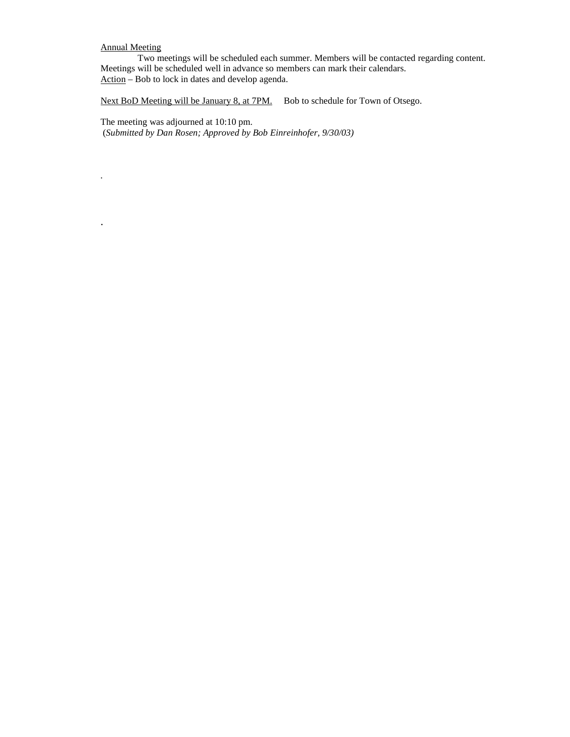Annual Meeting

Two meetings will be scheduled each summer. Members will be contacted regarding content. Meetings will be scheduled well in advance so members can mark their calendars.

Action – Bob to lock in dates and develop agenda.

Next BoD Meeting will be January 8, at 7PM. Bob to schedule for Town of Otsego.

The meeting was adjourned at 10:10 pm.
(*Submitted by Dan Rosen; Approved by Bob Einreinhofer, 9/30/03)*

.

.